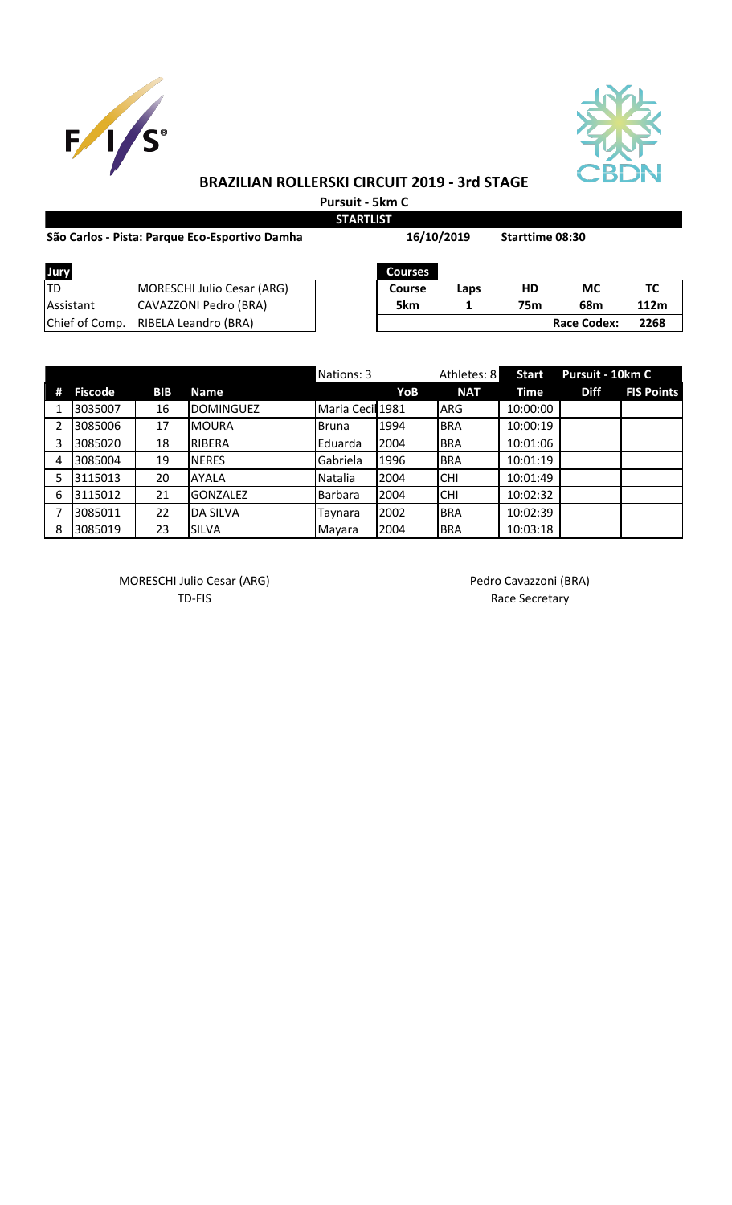## BRAZILIAN ROLLERSKI CIRCUIT 2019 - 3rd STAGE

**Pursuit - 5km C**

**STARTLIST**

**São Carlos - Pista: Parque Eco-Esportivo Damha** **16/10/2019** **Starttime 08:30**

| Jury | |
|---|---|
| TD | MORESCHI Julio Cesar (ARG) |
| Assistant | CAVAZZONI Pedro (BRA) |
| Chief of Comp. | RIBELA Leandro (BRA) |

| Courses | | | | |
|---|---|---|---|---|
| Course | Laps | HD | MC | TC |
| 5km | 1 | 75m | 68m | 112m |
| | | | Race Codex: | 2268 |

| | | | | Nations: 3 | | Athletes: 8 | Start | Pursuit - 10km C | |
|---|---|---|---|---|---|---|---|---|---|
| # | Fiscode | BIB | Name | | YoB | NAT | Time | Diff | FIS Points |
| 1 | 3035007 | 16 | DOMINGUEZ | Maria Cecil | 1981 | ARG | 10:00:00 | | |
| 2 | 3085006 | 17 | MOURA | Bruna | 1994 | BRA | 10:00:19 | | |
| 3 | 3085020 | 18 | RIBERA | Eduarda | 2004 | BRA | 10:01:06 | | |
| 4 | 3085004 | 19 | NERES | Gabriela | 1996 | BRA | 10:01:19 | | |
| 5 | 3115013 | 20 | AYALA | Natalia | 2004 | CHI | 10:01:49 | | |
| 6 | 3115012 | 21 | GONZALEZ | Barbara | 2004 | CHI | 10:02:32 | | |
| 7 | 3085011 | 22 | DA SILVA | Taynara | 2002 | BRA | 10:02:39 | | |
| 8 | 3085019 | 23 | SILVA | Mayara | 2004 | BRA | 10:03:18 | | |

MORESCHI Julio Cesar (ARG)
TD-FIS

Pedro Cavazzoni (BRA)
Race Secretary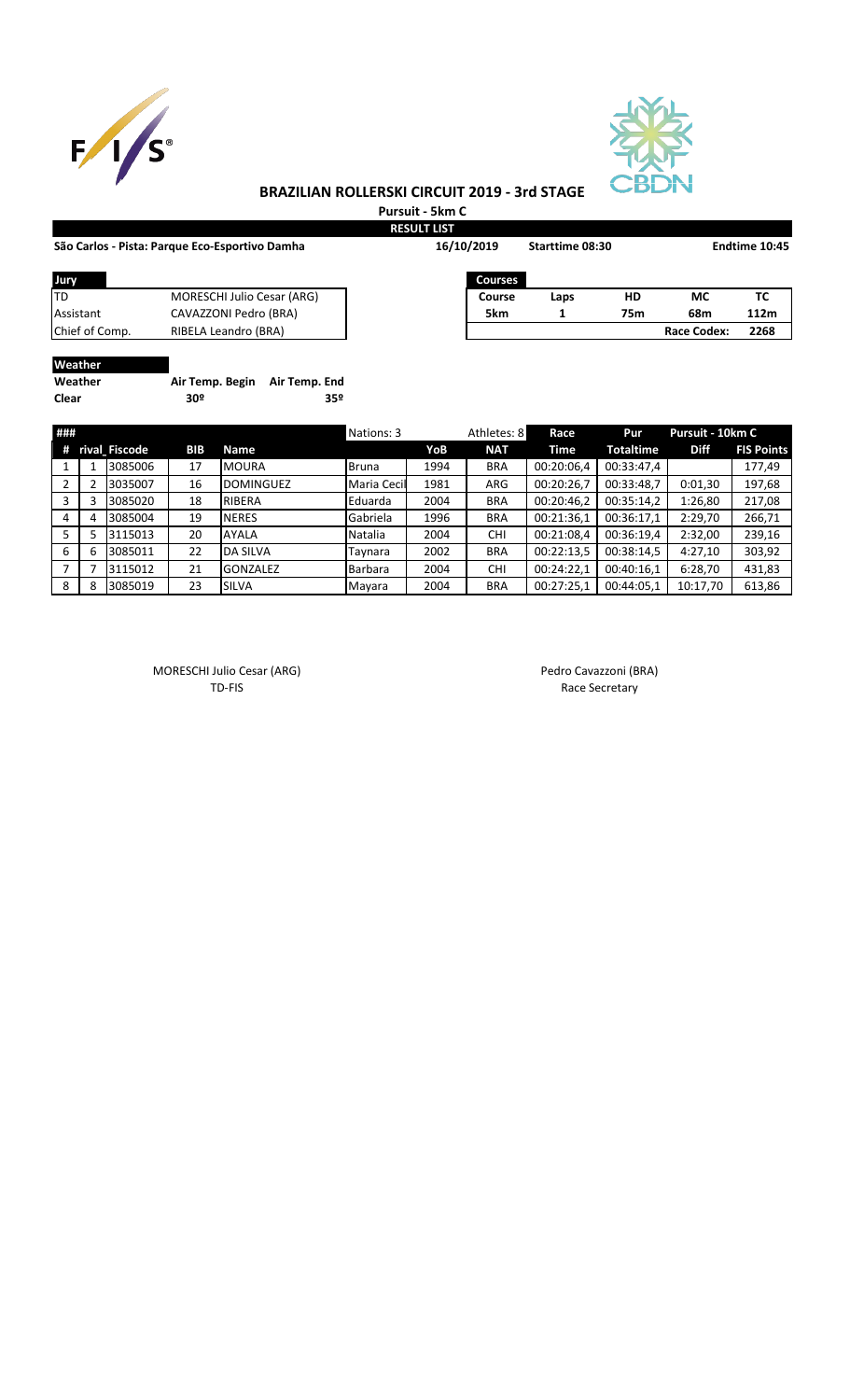# BRAZILIAN ROLLERSKI CIRCUIT 2019 - 3rd STAGE

**Pursuit - 5km C**

**RESULT LIST**

**São Carlos - Pista: Parque Eco-Esportivo Damha** | **16/10/2019** | **Starttime 08:30** | **Endtime 10:45**

| Jury | |
|---|---|
| TD | MORESCHI Julio Cesar (ARG) |
| Assistant | CAVAZZONI Pedro (BRA) |
| Chief of Comp. | RIBELA Leandro (BRA) |

| Courses | | | | |
|---|---|---|---|---|
| Course | Laps | HD | MC | TC |
| 5km | 1 | 75m | 68m | 112m |
| | | | Race Codex: | 2268 |

| Weather | Air Temp. Begin | Air Temp. End |
|---|---|---|
| Clear | 30º | 35º |

| ### | | | | | Nations: 3 | | Athletes: 8 | Race | Pur | Pursuit - 10km C | |
|---|---|---|---|---|---|---|---|---|---|---|---|
| # | rival_Fiscode | | BIB | Name | | YoB | NAT | Time | Totaltime | Diff | FIS Points |
| 1 | 1 | 3085006 | 17 | MOURA | Bruna | 1994 | BRA | 00:20:06,4 | 00:33:47,4 | | 177,49 |
| 2 | 2 | 3035007 | 16 | DOMINGUEZ | Maria Cecil | 1981 | ARG | 00:20:26,7 | 00:33:48,7 | 0:01,30 | 197,68 |
| 3 | 3 | 3085020 | 18 | RIBERA | Eduarda | 2004 | BRA | 00:20:46,2 | 00:35:14,2 | 1:26,80 | 217,08 |
| 4 | 4 | 3085004 | 19 | NERES | Gabriela | 1996 | BRA | 00:21:36,1 | 00:36:17,1 | 2:29,70 | 266,71 |
| 5 | 5 | 3115013 | 20 | AYALA | Natalia | 2004 | CHI | 00:21:08,4 | 00:36:19,4 | 2:32,00 | 239,16 |
| 6 | 6 | 3085011 | 22 | DA SILVA | Taynara | 2002 | BRA | 00:22:13,5 | 00:38:14,5 | 4:27,10 | 303,92 |
| 7 | 7 | 3115012 | 21 | GONZALEZ | Barbara | 2004 | CHI | 00:24:22,1 | 00:40:16,1 | 6:28,70 | 431,83 |
| 8 | 8 | 3085019 | 23 | SILVA | Mayara | 2004 | BRA | 00:27:25,1 | 00:44:05,1 | 10:17,70 | 613,86 |

MORESCHI Julio Cesar (ARG)
TD-FIS

Pedro Cavazzoni (BRA)
Race Secretary